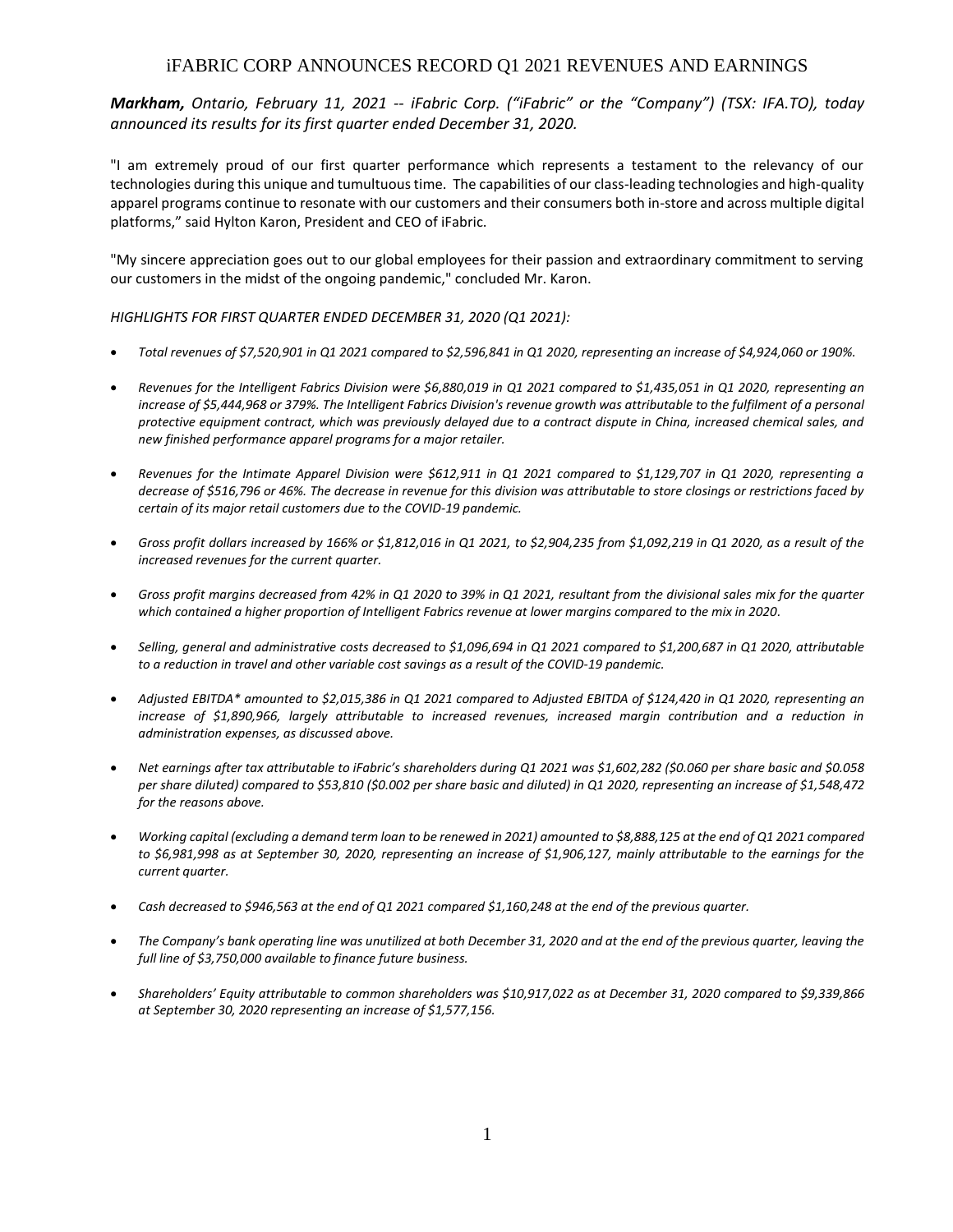# iFABRIC CORP ANNOUNCES RECORD Q1 2021 REVENUES AND EARNINGS

***Markham,*** *Ontario, February 11, 2021 -- iFabric Corp. ("iFabric" or the "Company") (TSX: IFA.TO), today announced its results for its first quarter ended December 31, 2020.*

"I am extremely proud of our first quarter performance which represents a testament to the relevancy of our technologies during this unique and tumultuous time. The capabilities of our class-leading technologies and high-quality apparel programs continue to resonate with our customers and their consumers both in-store and across multiple digital platforms," said Hylton Karon, President and CEO of iFabric.

"My sincere appreciation goes out to our global employees for their passion and extraordinary commitment to serving our customers in the midst of the ongoing pandemic," concluded Mr. Karon.

*HIGHLIGHTS FOR FIRST QUARTER ENDED DECEMBER 31, 2020 (Q1 2021):*

- *Total revenues of $7,520,901 in Q1 2021 compared to $2,596,841 in Q1 2020, representing an increase of $4,924,060 or 190%.*
- *Revenues for the Intelligent Fabrics Division were $6,880,019 in Q1 2021 compared to $1,435,051 in Q1 2020, representing an increase of $5,444,968 or 379%. The Intelligent Fabrics Division's revenue growth was attributable to the fulfilment of a personal protective equipment contract, which was previously delayed due to a contract dispute in China, increased chemical sales, and new finished performance apparel programs for a major retailer.*
- *Revenues for the Intimate Apparel Division were $612,911 in Q1 2021 compared to $1,129,707 in Q1 2020, representing a decrease of $516,796 or 46%. The decrease in revenue for this division was attributable to store closings or restrictions faced by certain of its major retail customers due to the COVID-19 pandemic.*
- *Gross profit dollars increased by 166% or $1,812,016 in Q1 2021, to $2,904,235 from $1,092,219 in Q1 2020, as a result of the increased revenues for the current quarter.*
- *Gross profit margins decreased from 42% in Q1 2020 to 39% in Q1 2021, resultant from the divisional sales mix for the quarter which contained a higher proportion of Intelligent Fabrics revenue at lower margins compared to the mix in 2020.*
- *Selling, general and administrative costs decreased to $1,096,694 in Q1 2021 compared to $1,200,687 in Q1 2020, attributable to a reduction in travel and other variable cost savings as a result of the COVID-19 pandemic.*
- *Adjusted EBITDA* amounted to $2,015,386 in Q1 2021 compared to Adjusted EBITDA of $124,420 in Q1 2020, representing an increase of $1,890,966, largely attributable to increased revenues, increased margin contribution and a reduction in administration expenses, as discussed above.*
- *Net earnings after tax attributable to iFabric's shareholders during Q1 2021 was $1,602,282 ($0.060 per share basic and $0.058 per share diluted) compared to $53,810 ($0.002 per share basic and diluted) in Q1 2020, representing an increase of $1,548,472 for the reasons above.*
- *Working capital (excluding a demand term loan to be renewed in 2021) amounted to $8,888,125 at the end of Q1 2021 compared to $6,981,998 as at September 30, 2020, representing an increase of $1,906,127, mainly attributable to the earnings for the current quarter.*
- *Cash decreased to $946,563 at the end of Q1 2021 compared $1,160,248 at the end of the previous quarter.*
- *The Company's bank operating line was unutilized at both December 31, 2020 and at the end of the previous quarter, leaving the full line of $3,750,000 available to finance future business.*
- *Shareholders' Equity attributable to common shareholders was $10,917,022 as at December 31, 2020 compared to $9,339,866 at September 30, 2020 representing an increase of $1,577,156.*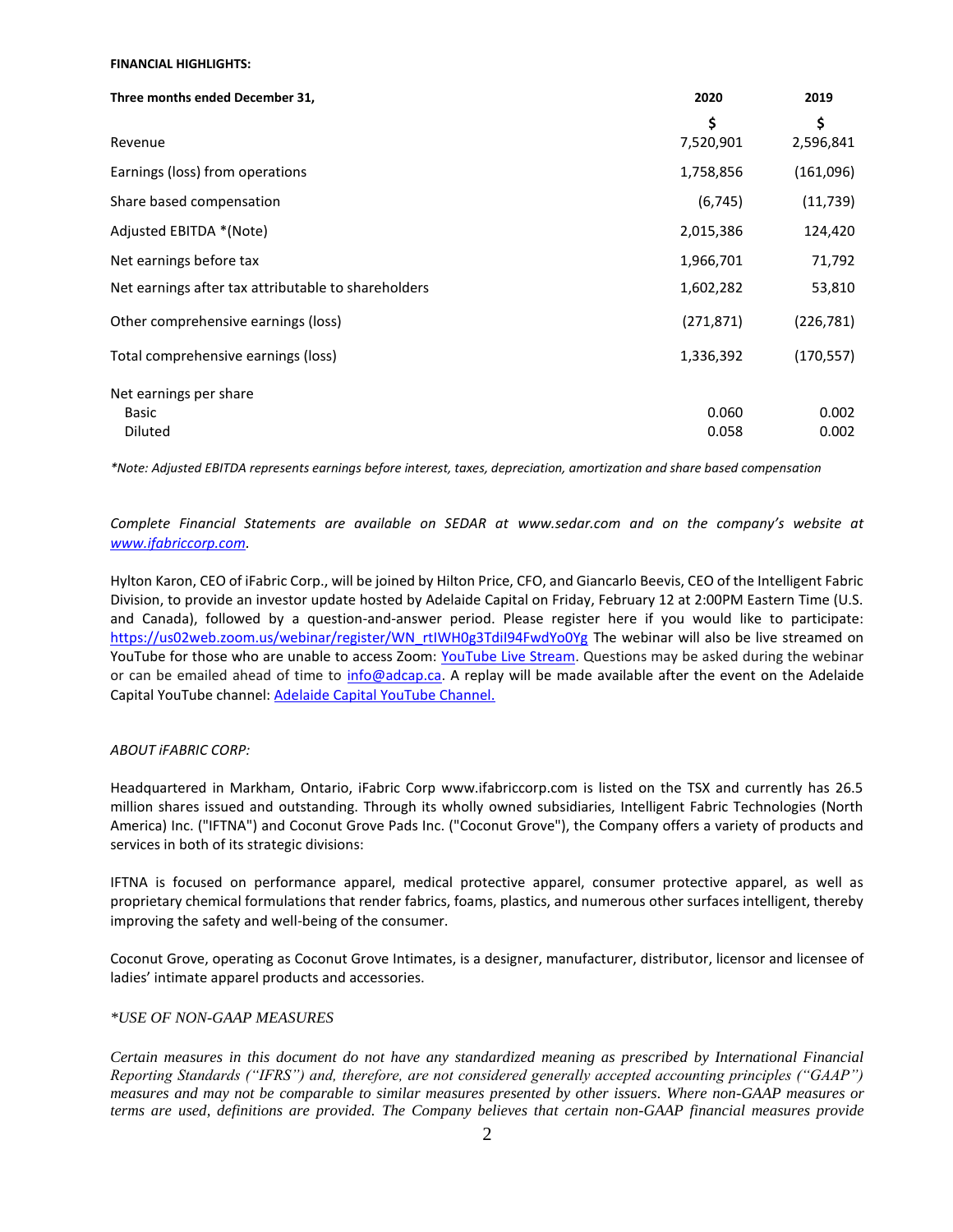**FINANCIAL HIGHLIGHTS:**

| Three months ended December 31, | 2020 | 2019 |
|---|---|---|
| | $ | $ |
| Revenue | 7,520,901 | 2,596,841 |
| Earnings (loss) from operations | 1,758,856 | (161,096) |
| Share based compensation | (6,745) | (11,739) |
| Adjusted EBITDA *(Note) | 2,015,386 | 124,420 |
| Net earnings before tax | 1,966,701 | 71,792 |
| Net earnings after tax attributable to shareholders | 1,602,282 | 53,810 |
| Other comprehensive earnings (loss) | (271,871) | (226,781) |
| Total comprehensive earnings (loss) | 1,336,392 | (170,557) |
| Net earnings per share | | |
| Basic | 0.060 | 0.002 |
| Diluted | 0.058 | 0.002 |

*\*Note: Adjusted EBITDA represents earnings before interest, taxes, depreciation, amortization and share based compensation*

*Complete Financial Statements are available on SEDAR at www.sedar.com and on the company's website at www.ifabriccorp.com.*

Hylton Karon, CEO of iFabric Corp., will be joined by Hilton Price, CFO, and Giancarlo Beevis, CEO of the Intelligent Fabric Division, to provide an investor update hosted by Adelaide Capital on Friday, February 12 at 2:00PM Eastern Time (U.S. and Canada), followed by a question-and-answer period. Please register here if you would like to participate: https://us02web.zoom.us/webinar/register/WN_rtIWH0g3TdiI94FwdYo0Yg The webinar will also be live streamed on YouTube for those who are unable to access Zoom: YouTube Live Stream. Questions may be asked during the webinar or can be emailed ahead of time to info@adcap.ca. A replay will be made available after the event on the Adelaide Capital YouTube channel: Adelaide Capital YouTube Channel.

*ABOUT iFABRIC CORP:*

Headquartered in Markham, Ontario, iFabric Corp www.ifabriccorp.com is listed on the TSX and currently has 26.5 million shares issued and outstanding. Through its wholly owned subsidiaries, Intelligent Fabric Technologies (North America) Inc. ("IFTNA") and Coconut Grove Pads Inc. ("Coconut Grove"), the Company offers a variety of products and services in both of its strategic divisions:

IFTNA is focused on performance apparel, medical protective apparel, consumer protective apparel, as well as proprietary chemical formulations that render fabrics, foams, plastics, and numerous other surfaces intelligent, thereby improving the safety and well-being of the consumer.

Coconut Grove, operating as Coconut Grove Intimates, is a designer, manufacturer, distributor, licensor and licensee of ladies' intimate apparel products and accessories.

*\*USE OF NON-GAAP MEASURES*

*Certain measures in this document do not have any standardized meaning as prescribed by International Financial Reporting Standards ("IFRS") and, therefore, are not considered generally accepted accounting principles ("GAAP") measures and may not be comparable to similar measures presented by other issuers. Where non-GAAP measures or terms are used, definitions are provided. The Company believes that certain non-GAAP financial measures provide*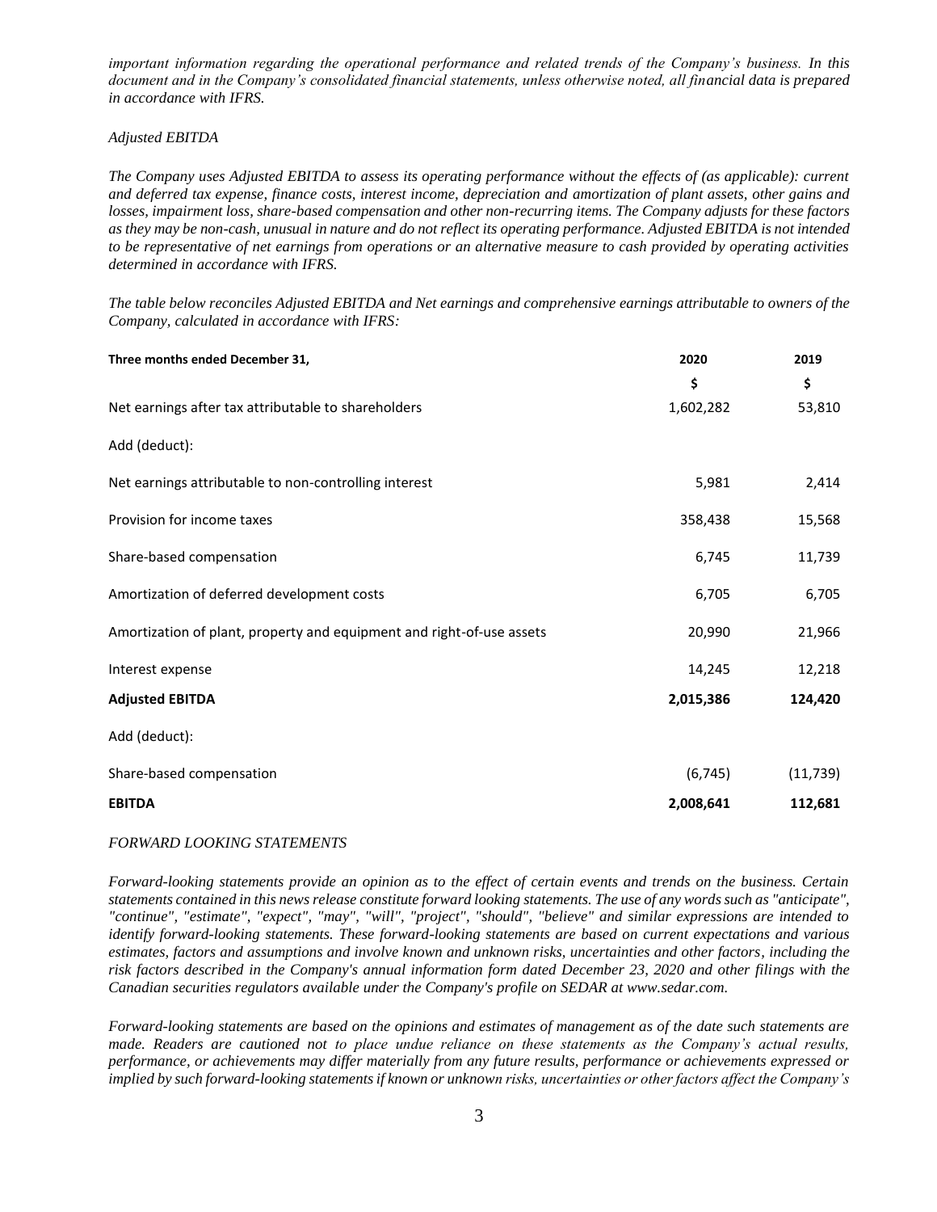*important information regarding the operational performance and related trends of the Company's business. In this document and in the Company's consolidated financial statements, unless otherwise noted, all financial data is prepared in accordance with IFRS.*

*Adjusted EBITDA*

*The Company uses Adjusted EBITDA to assess its operating performance without the effects of (as applicable): current and deferred tax expense, finance costs, interest income, depreciation and amortization of plant assets, other gains and losses, impairment loss, share-based compensation and other non-recurring items. The Company adjusts for these factors as they may be non-cash, unusual in nature and do not reflect its operating performance. Adjusted EBITDA is not intended to be representative of net earnings from operations or an alternative measure to cash provided by operating activities determined in accordance with IFRS.*

*The table below reconciles Adjusted EBITDA and Net earnings and comprehensive earnings attributable to owners of the Company, calculated in accordance with IFRS:*

| **Three months ended December 31,** | **2020** | **2019** |
|---|---|---|
| | **$** | **$** |
| Net earnings after tax attributable to shareholders | 1,602,282 | 53,810 |
| Add (deduct): | | |
| Net earnings attributable to non-controlling interest | 5,981 | 2,414 |
| Provision for income taxes | 358,438 | 15,568 |
| Share-based compensation | 6,745 | 11,739 |
| Amortization of deferred development costs | 6,705 | 6,705 |
| Amortization of plant, property and equipment and right-of-use assets | 20,990 | 21,966 |
| Interest expense | 14,245 | 12,218 |
| **Adjusted EBITDA** | **2,015,386** | **124,420** |
| Add (deduct): | | |
| Share-based compensation | (6,745) | (11,739) |
| **EBITDA** | **2,008,641** | **112,681** |

*FORWARD LOOKING STATEMENTS*

*Forward-looking statements provide an opinion as to the effect of certain events and trends on the business. Certain statements contained in this news release constitute forward looking statements. The use of any words such as "anticipate", "continue", "estimate", "expect", "may", "will", "project", "should", "believe" and similar expressions are intended to identify forward-looking statements. These forward-looking statements are based on current expectations and various estimates, factors and assumptions and involve known and unknown risks, uncertainties and other factors, including the risk factors described in the Company's annual information form dated December 23, 2020 and other filings with the Canadian securities regulators available under the Company's profile on SEDAR at www.sedar.com.*

*Forward-looking statements are based on the opinions and estimates of management as of the date such statements are made. Readers are cautioned not to place undue reliance on these statements as the Company's actual results, performance, or achievements may differ materially from any future results, performance or achievements expressed or implied by such forward-looking statements if known or unknown risks, uncertainties or other factors affect the Company's*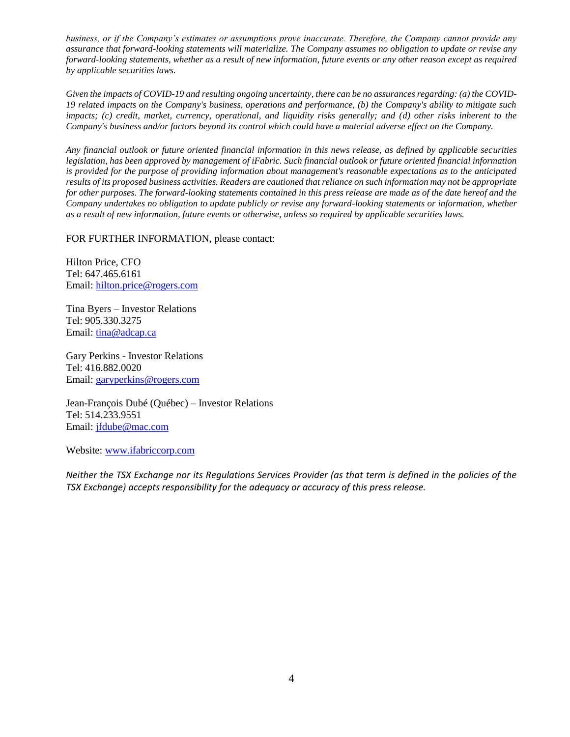*business, or if the Company's estimates or assumptions prove inaccurate. Therefore, the Company cannot provide any assurance that forward-looking statements will materialize. The Company assumes no obligation to update or revise any forward-looking statements, whether as a result of new information, future events or any other reason except as required by applicable securities laws.*

*Given the impacts of COVID-19 and resulting ongoing uncertainty, there can be no assurances regarding: (a) the COVID-19 related impacts on the Company's business, operations and performance, (b) the Company's ability to mitigate such impacts; (c) credit, market, currency, operational, and liquidity risks generally; and (d) other risks inherent to the Company's business and/or factors beyond its control which could have a material adverse effect on the Company.*

*Any financial outlook or future oriented financial information in this news release, as defined by applicable securities legislation, has been approved by management of iFabric. Such financial outlook or future oriented financial information is provided for the purpose of providing information about management's reasonable expectations as to the anticipated results of its proposed business activities. Readers are cautioned that reliance on such information may not be appropriate for other purposes. The forward-looking statements contained in this press release are made as of the date hereof and the Company undertakes no obligation to update publicly or revise any forward-looking statements or information, whether as a result of new information, future events or otherwise, unless so required by applicable securities laws.*

FOR FURTHER INFORMATION, please contact:

Hilton Price, CFO
Tel: 647.465.6161
Email: hilton.price@rogers.com

Tina Byers – Investor Relations
Tel: 905.330.3275
Email: tina@adcap.ca

Gary Perkins - Investor Relations
Tel: 416.882.0020
Email: garyperkins@rogers.com

Jean-François Dubé (Québec) – Investor Relations
Tel: 514.233.9551
Email: jfdube@mac.com

Website: www.ifabriccorp.com

*Neither the TSX Exchange nor its Regulations Services Provider (as that term is defined in the policies of the TSX Exchange) accepts responsibility for the adequacy or accuracy of this press release.*